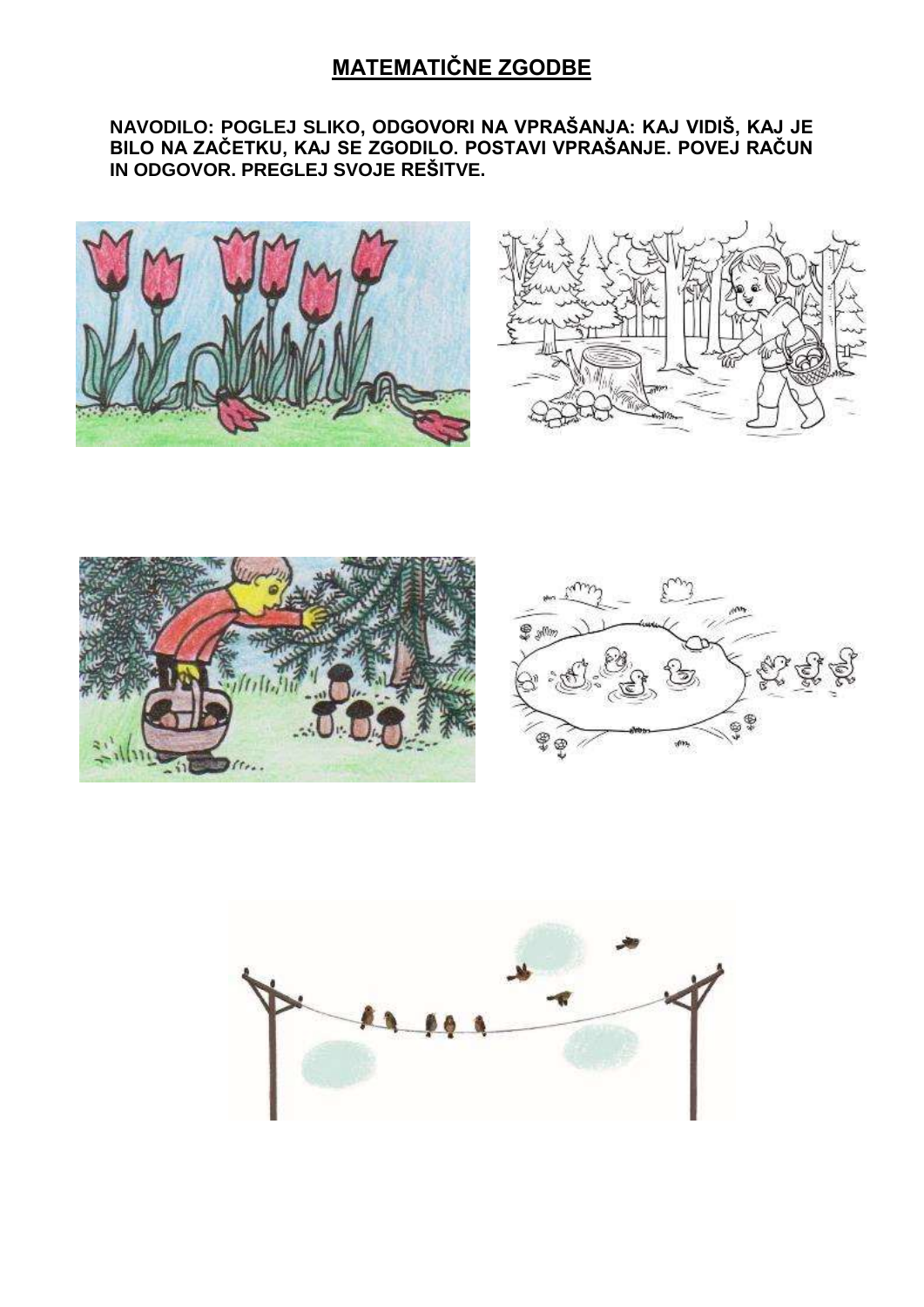# MATEMATIČNE ZGODBE

**NAVODILO: POGLEJ SLIKO, ODGOVORI NA VPRAŠANJA: KAJ VIDIŠ, KAJ JE BILO NA ZAČETKU, KAJ SE ZGODILO. POSTAVI VPRAŠANJE. POVEJ RAČUN IN ODGOVOR. PREGLEJ SVOJE REŠITVE.**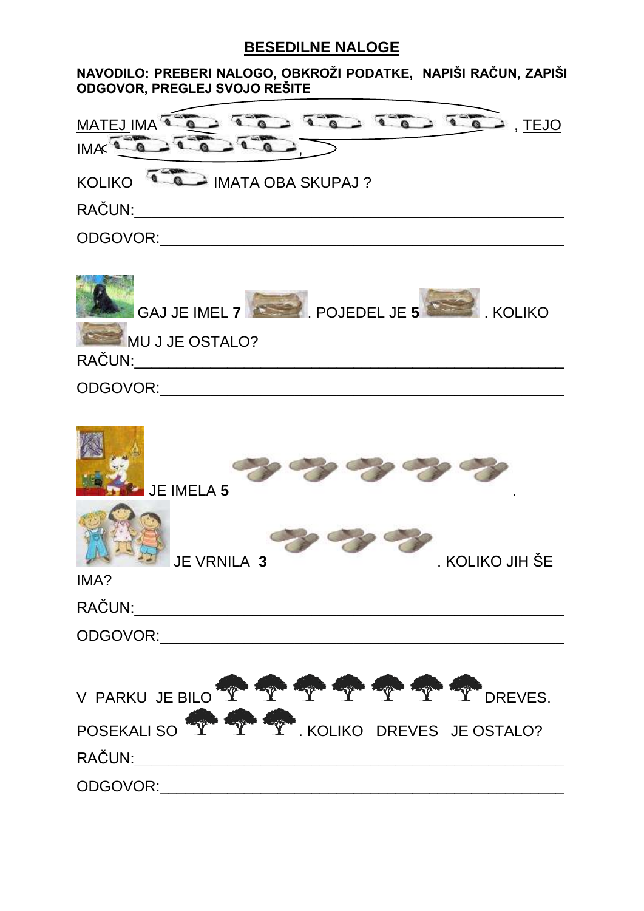## BESEDILNE NALOGE

**NAVODILO: PREBERI NALOGO, OBKROŽI PODATKE, NAPIŠI RAČUN, ZAPIŠI ODGOVOR, PREGLEJ SVOJO REŠITE**

MATEJ IMA , TEJO IMA ,

KOLIKO IMATA OBA SKUPAJ ?

RAČUN:\_\_\_\_\_\_\_\_\_\_\_\_\_\_\_\_\_\_\_\_\_\_\_\_\_\_\_\_\_\_\_\_\_\_\_\_\_\_\_\_\_\_\_\_\_\_\_\_\_\_\_\_

ODGOVOR:\_\_\_\_\_\_\_\_\_\_\_\_\_\_\_\_\_\_\_\_\_\_\_\_\_\_\_\_\_\_\_\_\_\_\_\_\_\_\_\_\_\_\_\_\_\_\_\_\_\_

GAJ JE IMEL **7** . POJEDEL JE **5** . KOLIKO MU J JE OSTALO?

RAČUN:\_\_\_\_\_\_\_\_\_\_\_\_\_\_\_\_\_\_\_\_\_\_\_\_\_\_\_\_\_\_\_\_\_\_\_\_\_\_\_\_\_\_\_\_\_\_\_\_\_\_\_\_

ODGOVOR:\_\_\_\_\_\_\_\_\_\_\_\_\_\_\_\_\_\_\_\_\_\_\_\_\_\_\_\_\_\_\_\_\_\_\_\_\_\_\_\_\_\_\_\_\_\_\_\_\_\_

JE IMELA **5** .

JE VRNILA **3** . KOLIKO JIH ŠE IMA?

RAČUN:\_\_\_\_\_\_\_\_\_\_\_\_\_\_\_\_\_\_\_\_\_\_\_\_\_\_\_\_\_\_\_\_\_\_\_\_\_\_\_\_\_\_\_\_\_\_\_\_\_\_\_\_

ODGOVOR:\_\_\_\_\_\_\_\_\_\_\_\_\_\_\_\_\_\_\_\_\_\_\_\_\_\_\_\_\_\_\_\_\_\_\_\_\_\_\_\_\_\_\_\_\_\_\_\_\_\_

V PARKU JE BILO DREVES.

POSEKALI SO . KOLIKO DREVES JE OSTALO?

RAČUN:\_\_\_\_\_\_\_\_\_\_\_\_\_\_\_\_\_\_\_\_\_\_\_\_\_\_\_\_\_\_\_\_\_\_\_\_\_\_\_\_\_\_\_\_\_\_\_\_\_\_\_\_

ODGOVOR:\_\_\_\_\_\_\_\_\_\_\_\_\_\_\_\_\_\_\_\_\_\_\_\_\_\_\_\_\_\_\_\_\_\_\_\_\_\_\_\_\_\_\_\_\_\_\_\_\_\_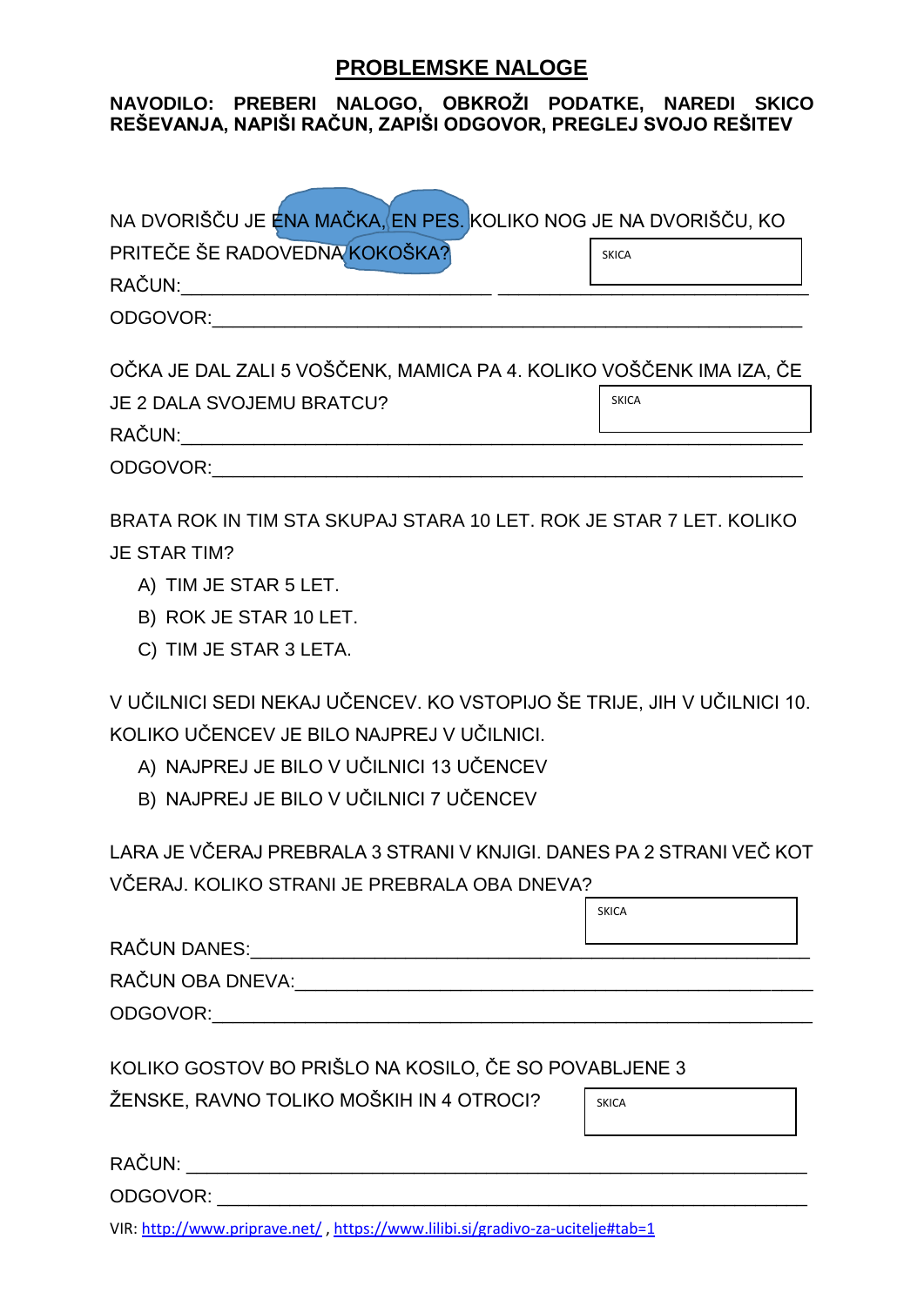# PROBLEMSKE NALOGE

**NAVODILO: PREBERI NALOGO, OBKROŽI PODATKE, NAREDI SKICO REŠEVANJA, NAPIŠI RAČUN, ZAPIŠI ODGOVOR, PREGLEJ SVOJO REŠITEV**

NA DVORIŠČU JE ENA MAČKA, EN PES. KOLIKO NOG JE NA DVORIŠČU, KO PRITEČE ŠE RADOVEDNA KOKOŠKA?

SKICA

RAČUN:_______________________________ _______________________________

ODGOVOR:___________________________________________________________

OČKA JE DAL ZALI 5 VOŠČENK, MAMICA PA 4. KOLIKO VOŠČENK IMA IZA, ČE JE 2 DALA SVOJEMU BRATCU?

SKICA

RAČUN:______________________________________________________________

ODGOVOR:___________________________________________________________

BRATA ROK IN TIM STA SKUPAJ STARA 10 LET. ROK JE STAR 7 LET. KOLIKO JE STAR TIM?

A) TIM JE STAR 5 LET.
B) ROK JE STAR 10 LET.
C) TIM JE STAR 3 LETA.

V UČILNICI SEDI NEKAJ UČENCEV. KO VSTOPIJO ŠE TRIJE, JIH V UČILNICI 10. KOLIKO UČENCEV JE BILO NAJPREJ V UČILNICI.

A) NAJPREJ JE BILO V UČILNICI 13 UČENCEV
B) NAJPREJ JE BILO V UČILNICI 7 UČENCEV

LARA JE VČERAJ PREBRALA 3 STRANI V KNJIGI. DANES PA 2 STRANI VEČ KOT VČERAJ. KOLIKO STRANI JE PREBRALA OBA DNEVA?

SKICA

RAČUN DANES:_________________________________________________________

RAČUN OBA DNEVA:____________________________________________________

ODGOVOR:___________________________________________________________

KOLIKO GOSTOV BO PRIŠLO NA KOSILO, ČE SO POVABLJENE 3 ŽENSKE, RAVNO TOLIKO MOŠKIH IN 4 OTROCI?

SKICA

RAČUN: ______________________________________________________________

ODGOVOR: ____________________________________________________________

VIR: http://www.priprave.net/ , https://www.lilibi.si/gradivo-za-ucitelje#tab=1